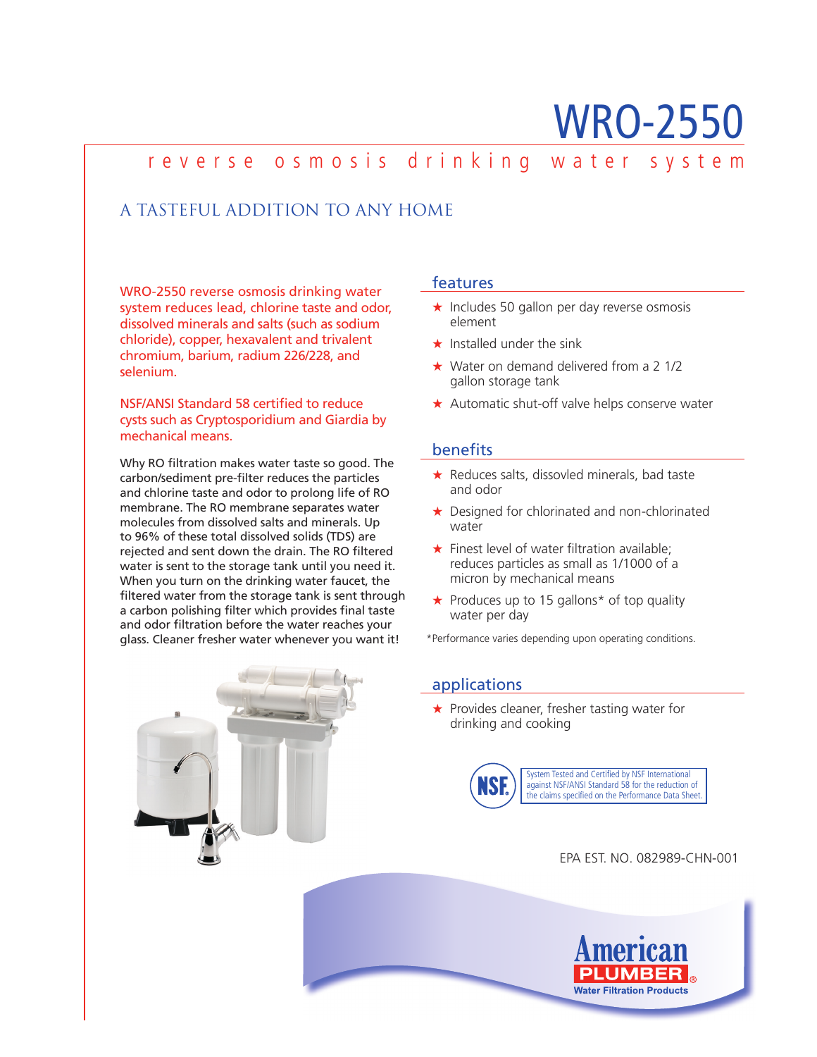# WRO-2550

## reverse osmosis drinking water system

### A TASTEFUL ADDITION TO ANY HOME

WRO-2550 reverse osmosis drinking water system reduces lead, chlorine taste and odor, dissolved minerals and salts (such as sodium chloride), copper, hexavalent and trivalent chromium, barium, radium 226/228, and selenium.

NSF/ANSI Standard 58 certified to reduce cysts such as Cryptosporidium and Giardia by mechanical means.

Why RO filtration makes water taste so good. The carbon/sediment pre-filter reduces the particles and chlorine taste and odor to prolong life of RO membrane. The RO membrane separates water molecules from dissolved salts and minerals. Up to 96% of these total dissolved solids (TDS) are rejected and sent down the drain. The RO filtered water is sent to the storage tank until you need it. When you turn on the drinking water faucet, the filtered water from the storage tank is sent through a carbon polishing filter which provides final taste and odor filtration before the water reaches your glass. Cleaner fresher water whenever you want it!

### features

- ★ Includes 50 gallon per day reverse osmosis element
- ★ Installed under the sink
- ★ Water on demand delivered from a 2 1/2 gallon storage tank
- ★ Automatic shut-off valve helps conserve water

### benefits

- ★ Reduces salts, dissovled minerals, bad taste and odor
- ★ Designed for chlorinated and non-chlorinated water
- ★ Finest level of water filtration available; reduces particles as small as 1/1000 of a micron by mechanical means
- ★ Produces up to 15 gallons* of top quality water per day

*Performance varies depending upon operating conditions.

### applications

- ★ Provides cleaner, fresher tasting water for drinking and cooking

NSF — System Tested and Certified by NSF International against NSF/ANSI Standard 58 for the reduction of the claims specified on the Performance Data Sheet.

EPA EST. NO. 082989-CHN-001

American PLUMBER® Water Filtration Products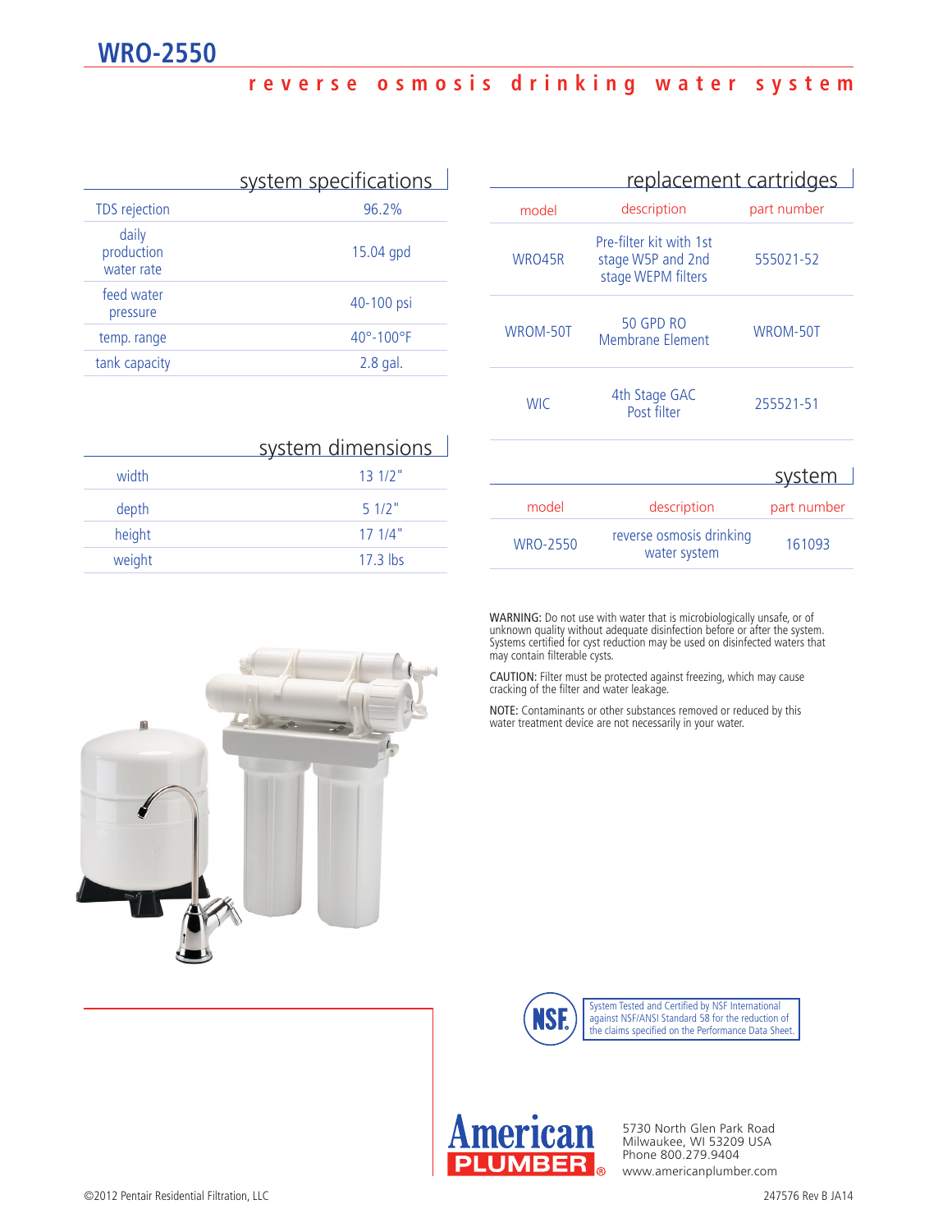# WRO-2550

## reverse osmosis drinking water system

### system specifications

| | |
|---|---|
| TDS rejection | 96.2% |
| daily production water rate | 15.04 gpd |
| feed water pressure | 40-100 psi |
| temp. range | 40°-100°F |
| tank capacity | 2.8 gal. |

### system dimensions

| | |
|---|---|
| width | 13 1/2" |
| depth | 5 1/2" |
| height | 17 1/4" |
| weight | 17.3 lbs |

### replacement cartridges

| model | description | part number |
|---|---|---|
| WRO45R | Pre-filter kit with 1st stage W5P and 2nd stage WEPM filters | 555021-52 |
| WROM-50T | 50 GPD RO Membrane Element | WROM-50T |
| WIC | 4th Stage GAC Post filter | 255521-51 |

### system

| model | description | part number |
|---|---|---|
| WRO-2550 | reverse osmosis drinking water system | 161093 |

WARNING: Do not use with water that is microbiologically unsafe, or of unknown quality without adequate disinfection before or after the system. Systems certified for cyst reduction may be used on disinfected waters that may contain filterable cysts.

CAUTION: Filter must be protected against freezing, which may cause cracking of the filter and water leakage.

NOTE: Contaminants or other substances removed or reduced by this water treatment device are not necessarily in your water.

NSF — System Tested and Certified by NSF International against NSF/ANSI Standard 58 for the reduction of the claims specified on the Performance Data Sheet.

American PLUMBER®

5730 North Glen Park Road
Milwaukee, WI 53209 USA
Phone 800.279.9404
www.americanplumber.com

©2012 Pentair Residential Filtration, LLC

247576 Rev B JA14